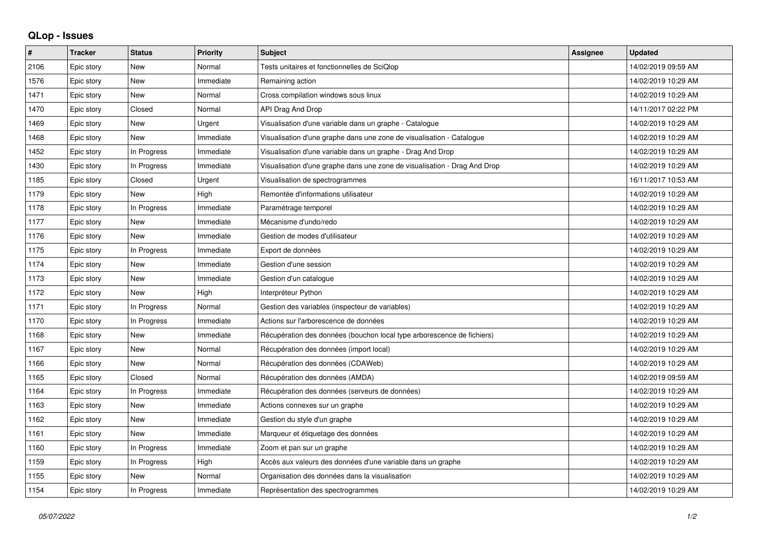## QLop - Issues

| # | Tracker | Status | Priority | Subject | Assignee | Updated |
|---|---|---|---|---|---|---|
| 2106 | Epic story | New | Normal | Tests unitaires et fonctionnelles de SciQlop | | 14/02/2019 09:59 AM |
| 1576 | Epic story | New | Immediate | Remaining action | | 14/02/2019 10:29 AM |
| 1471 | Epic story | New | Normal | Cross compilation windows sous linux | | 14/02/2019 10:29 AM |
| 1470 | Epic story | Closed | Normal | API Drag And Drop | | 14/11/2017 02:22 PM |
| 1469 | Epic story | New | Urgent | Visualisation d'une variable dans un graphe - Catalogue | | 14/02/2019 10:29 AM |
| 1468 | Epic story | New | Immediate | Visualisation d'une graphe dans une zone de visualisation - Catalogue | | 14/02/2019 10:29 AM |
| 1452 | Epic story | In Progress | Immediate | Visualisation d'une variable dans un graphe - Drag And Drop | | 14/02/2019 10:29 AM |
| 1430 | Epic story | In Progress | Immediate | Visualisation d'une graphe dans une zone de visualisation - Drag And Drop | | 14/02/2019 10:29 AM |
| 1185 | Epic story | Closed | Urgent | Visualisation de spectrogrammes | | 16/11/2017 10:53 AM |
| 1179 | Epic story | New | High | Remontée d'informations utilisateur | | 14/02/2019 10:29 AM |
| 1178 | Epic story | In Progress | Immediate | Paramétrage temporel | | 14/02/2019 10:29 AM |
| 1177 | Epic story | New | Immediate | Mécanisme d'undo/redo | | 14/02/2019 10:29 AM |
| 1176 | Epic story | New | Immediate | Gestion de modes d'utilisateur | | 14/02/2019 10:29 AM |
| 1175 | Epic story | In Progress | Immediate | Export de données | | 14/02/2019 10:29 AM |
| 1174 | Epic story | New | Immediate | Gestion d'une session | | 14/02/2019 10:29 AM |
| 1173 | Epic story | New | Immediate | Gestion d'un catalogue | | 14/02/2019 10:29 AM |
| 1172 | Epic story | New | High | Interpréteur Python | | 14/02/2019 10:29 AM |
| 1171 | Epic story | In Progress | Normal | Gestion des variables (inspecteur de variables) | | 14/02/2019 10:29 AM |
| 1170 | Epic story | In Progress | Immediate | Actions sur l'arborescence de données | | 14/02/2019 10:29 AM |
| 1168 | Epic story | New | Immediate | Récupération des données (bouchon local type arborescence de fichiers) | | 14/02/2019 10:29 AM |
| 1167 | Epic story | New | Normal | Récupération des données (import local) | | 14/02/2019 10:29 AM |
| 1166 | Epic story | New | Normal | Récupération des données (CDAWeb) | | 14/02/2019 10:29 AM |
| 1165 | Epic story | Closed | Normal | Récupération des données (AMDA) | | 14/02/2019 09:59 AM |
| 1164 | Epic story | In Progress | Immediate | Récupération des données (serveurs de données) | | 14/02/2019 10:29 AM |
| 1163 | Epic story | New | Immediate | Actions connexes sur un graphe | | 14/02/2019 10:29 AM |
| 1162 | Epic story | New | Immediate | Gestion du style d'un graphe | | 14/02/2019 10:29 AM |
| 1161 | Epic story | New | Immediate | Marqueur et étiquetage des données | | 14/02/2019 10:29 AM |
| 1160 | Epic story | In Progress | Immediate | Zoom et pan sur un graphe | | 14/02/2019 10:29 AM |
| 1159 | Epic story | In Progress | High | Accès aux valeurs des données d'une variable dans un graphe | | 14/02/2019 10:29 AM |
| 1155 | Epic story | New | Normal | Organisation des données dans la visualisation | | 14/02/2019 10:29 AM |
| 1154 | Epic story | In Progress | Immediate | Représentation des spectrogrammes | | 14/02/2019 10:29 AM |

*05/07/2022*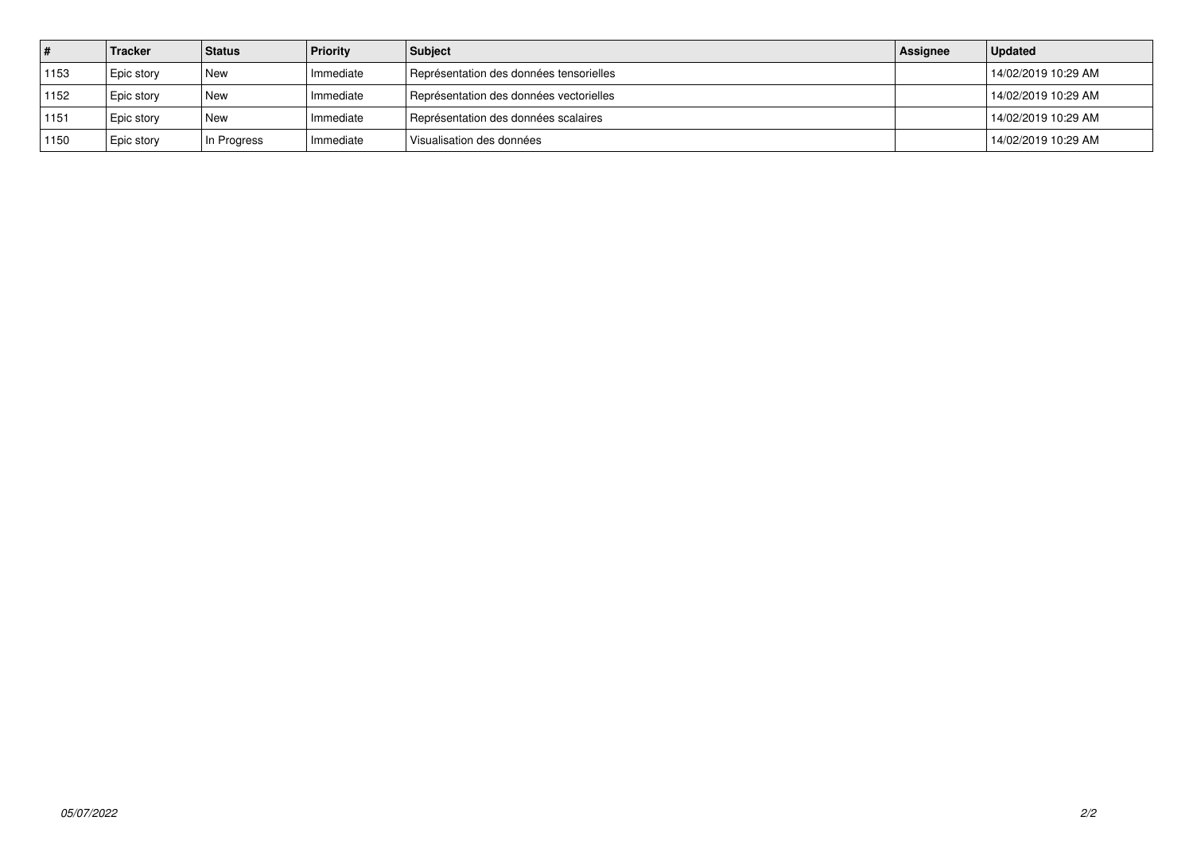| # | Tracker | Status | Priority | Subject | Assignee | Updated |
|---|---|---|---|---|---|---|
| 1153 | Epic story | New | Immediate | Représentation des données tensorielles | | 14/02/2019 10:29 AM |
| 1152 | Epic story | New | Immediate | Représentation des données vectorielles | | 14/02/2019 10:29 AM |
| 1151 | Epic story | New | Immediate | Représentation des données scalaires | | 14/02/2019 10:29 AM |
| 1150 | Epic story | In Progress | Immediate | Visualisation des données | | 14/02/2019 10:29 AM |